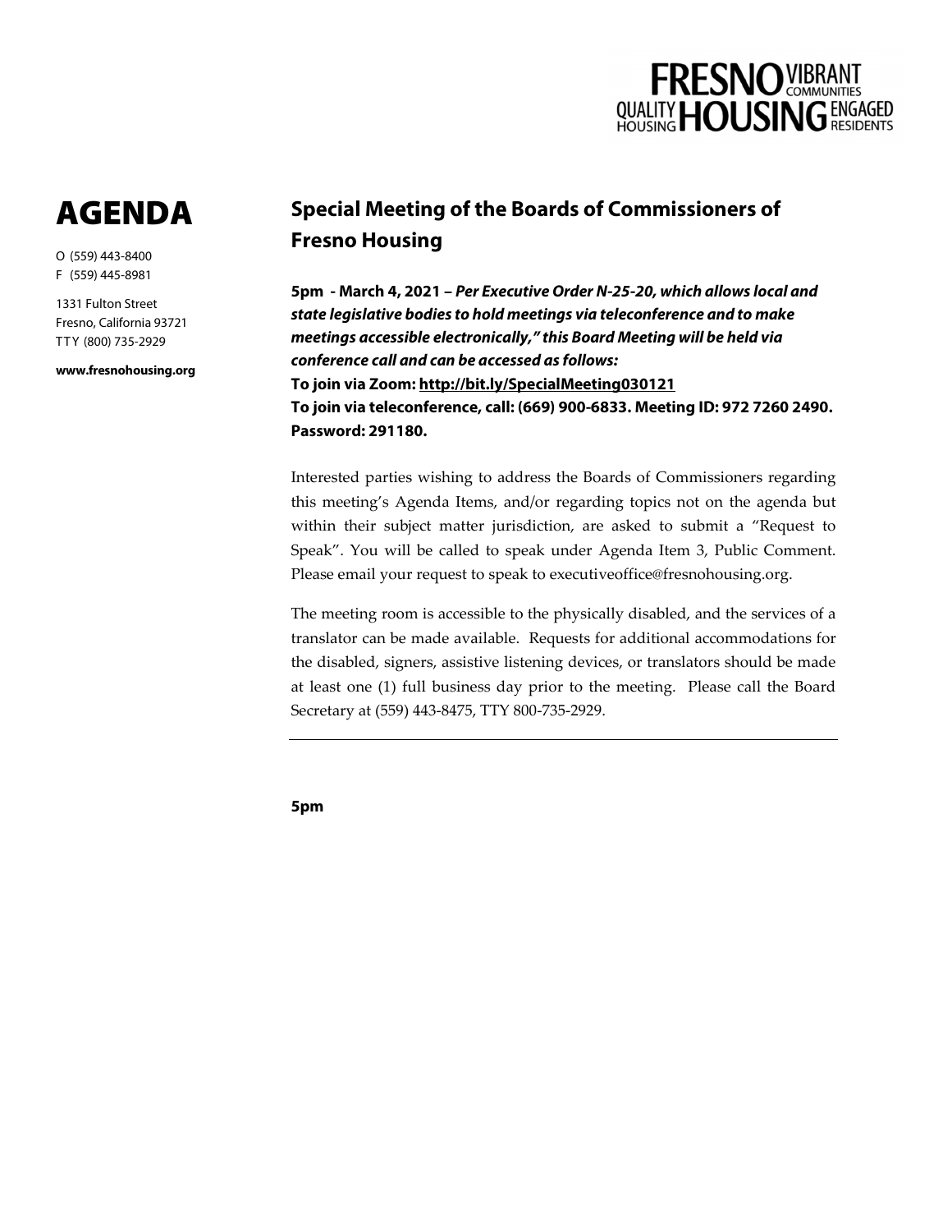FRESNO HOUSING — VIBRANT COMMUNITIES · QUALITY HOUSING · ENGAGED RESIDENTS

# AGENDA

O (559) 443-8400
F (559) 445-8981

1331 Fulton Street
Fresno, California 93721
TTY (800) 735-2929

**www.fresnohousing.org**

## Special Meeting of the Boards of Commissioners of Fresno Housing

**5pm - March 4, 2021 – *Per Executive Order N-25-20, which allows local and state legislative bodies to hold meetings via teleconference and to make meetings accessible electronically," this Board Meeting will be held via conference call and can be accessed as follows:***
**To join via Zoom: http://bit.ly/SpecialMeeting030121**
**To join via teleconference, call: (669) 900-6833. Meeting ID: 972 7260 2490. Password: 291180.**

Interested parties wishing to address the Boards of Commissioners regarding this meeting's Agenda Items, and/or regarding topics not on the agenda but within their subject matter jurisdiction, are asked to submit a "Request to Speak". You will be called to speak under Agenda Item 3, Public Comment. Please email your request to speak to executiveoffice@fresnohousing.org.

The meeting room is accessible to the physically disabled, and the services of a translator can be made available. Requests for additional accommodations for the disabled, signers, assistive listening devices, or translators should be made at least one (1) full business day prior to the meeting. Please call the Board Secretary at (559) 443-8475, TTY 800-735-2929.

---

**5pm**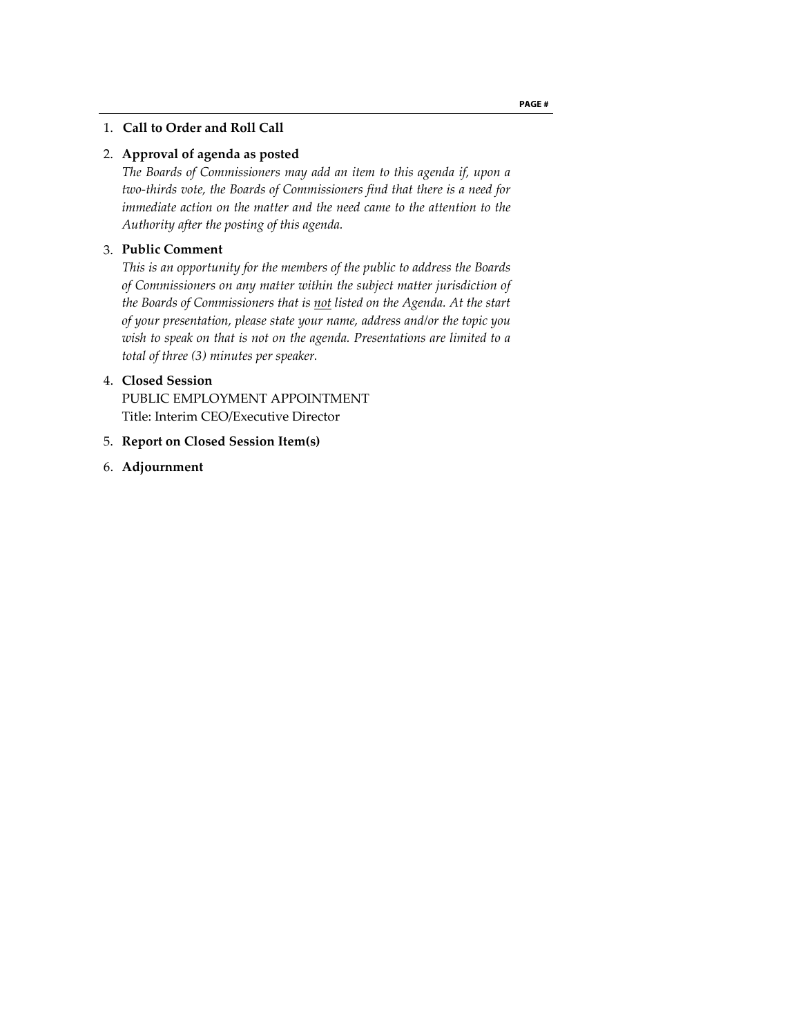PAGE #

1. **Call to Order and Roll Call**

2. **Approval of agenda as posted**

   *The Boards of Commissioners may add an item to this agenda if, upon a two-thirds vote, the Boards of Commissioners find that there is a need for immediate action on the matter and the need came to the attention to the Authority after the posting of this agenda.*

3. **Public Comment**

   *This is an opportunity for the members of the public to address the Boards of Commissioners on any matter within the subject matter jurisdiction of the Boards of Commissioners that is <u>not</u> listed on the Agenda. At the start of your presentation, please state your name, address and/or the topic you wish to speak on that is not on the agenda. Presentations are limited to a total of three (3) minutes per speaker.*

4. **Closed Session**

   PUBLIC EMPLOYMENT APPOINTMENT
   Title: Interim CEO/Executive Director

5. **Report on Closed Session Item(s)**

6. **Adjournment**